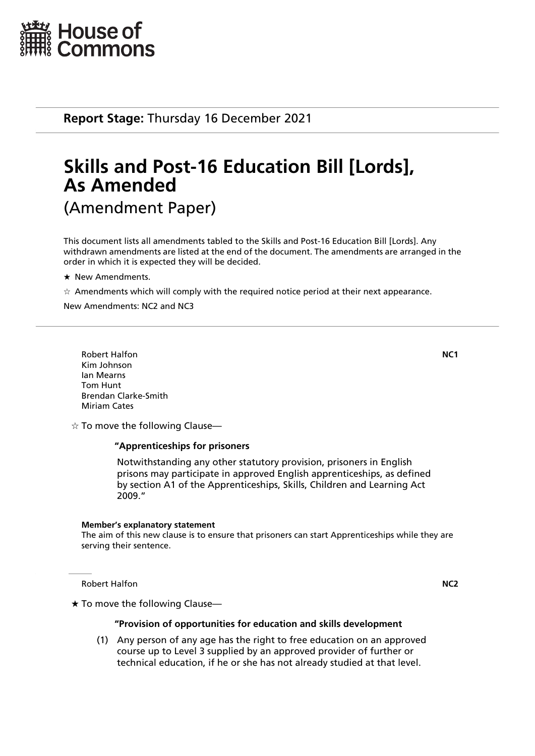House of Commons

**Report Stage:** Thursday 16 December 2021

# Skills and Post-16 Education Bill [Lords], As Amended

(Amendment Paper)

This document lists all amendments tabled to the Skills and Post-16 Education Bill [Lords]. Any withdrawn amendments are listed at the end of the document. The amendments are arranged in the order in which it is expected they will be decided.

★ New Amendments.

☆ Amendments which will comply with the required notice period at their next appearance.

New Amendments: NC2 and NC3

---

Robert Halfon
Kim Johnson
Ian Mearns
Tom Hunt
Brendan Clarke-Smith
Miriam Cates

**NC1**

☆ To move the following Clause—

**"Apprenticeships for prisoners**

Notwithstanding any other statutory provision, prisoners in English prisons may participate in approved English apprenticeships, as defined by section A1 of the Apprenticeships, Skills, Children and Learning Act 2009."

**Member's explanatory statement**
The aim of this new clause is to ensure that prisoners can start Apprenticeships while they are serving their sentence.

---

Robert Halfon

**NC2**

★ To move the following Clause—

**"Provision of opportunities for education and skills development**

(1) Any person of any age has the right to free education on an approved course up to Level 3 supplied by an approved provider of further or technical education, if he or she has not already studied at that level.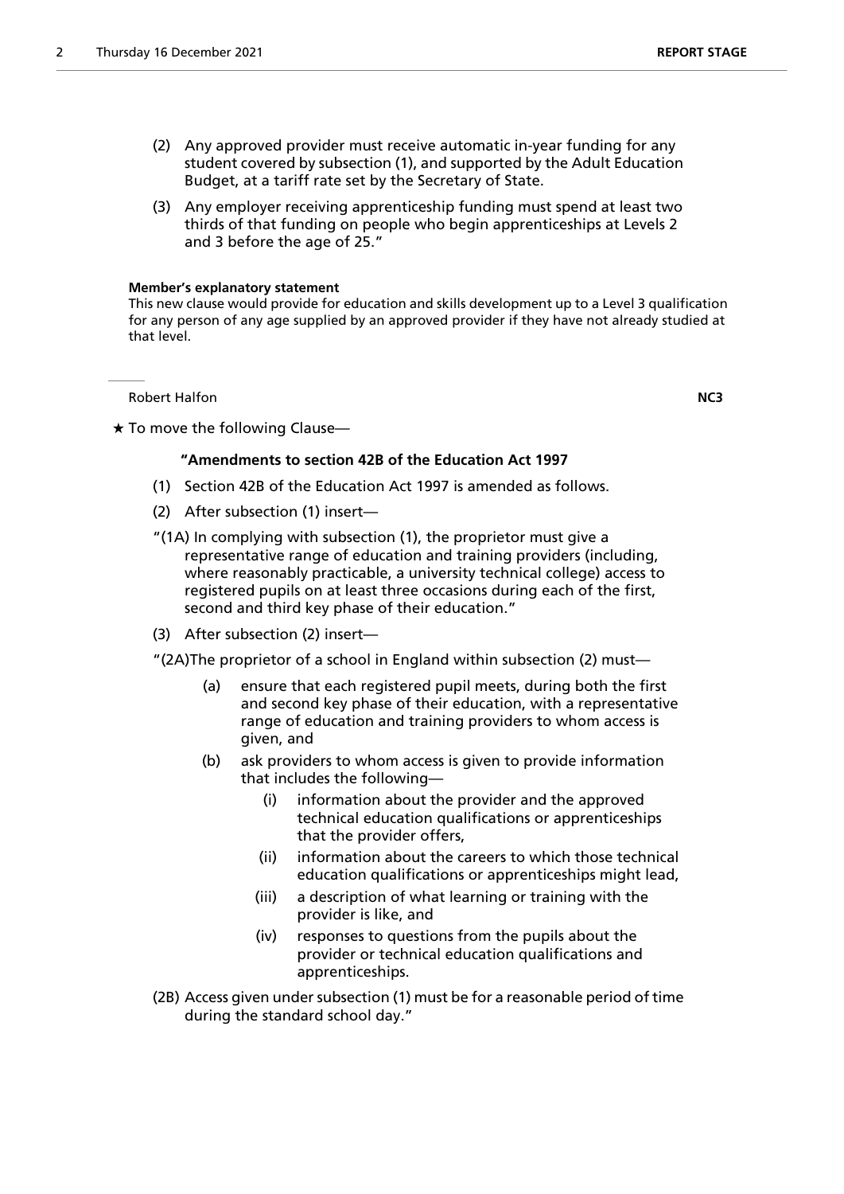(2) Any approved provider must receive automatic in-year funding for any student covered by subsection (1), and supported by the Adult Education Budget, at a tariff rate set by the Secretary of State.

(3) Any employer receiving apprenticeship funding must spend at least two thirds of that funding on people who begin apprenticeships at Levels 2 and 3 before the age of 25."

**Member's explanatory statement**

This new clause would provide for education and skills development up to a Level 3 qualification for any person of any age supplied by an approved provider if they have not already studied at that level.

Robert Halfon **NC3**

★ To move the following Clause—

**"Amendments to section 42B of the Education Act 1997**

(1) Section 42B of the Education Act 1997 is amended as follows.

(2) After subsection (1) insert—

"(1A) In complying with subsection (1), the proprietor must give a representative range of education and training providers (including, where reasonably practicable, a university technical college) access to registered pupils on at least three occasions during each of the first, second and third key phase of their education."

(3) After subsection (2) insert—

"(2A)The proprietor of a school in England within subsection (2) must—

(a) ensure that each registered pupil meets, during both the first and second key phase of their education, with a representative range of education and training providers to whom access is given, and

(b) ask providers to whom access is given to provide information that includes the following—

(i) information about the provider and the approved technical education qualifications or apprenticeships that the provider offers,

(ii) information about the careers to which those technical education qualifications or apprenticeships might lead,

(iii) a description of what learning or training with the provider is like, and

(iv) responses to questions from the pupils about the provider or technical education qualifications and apprenticeships.

(2B) Access given under subsection (1) must be for a reasonable period of time during the standard school day."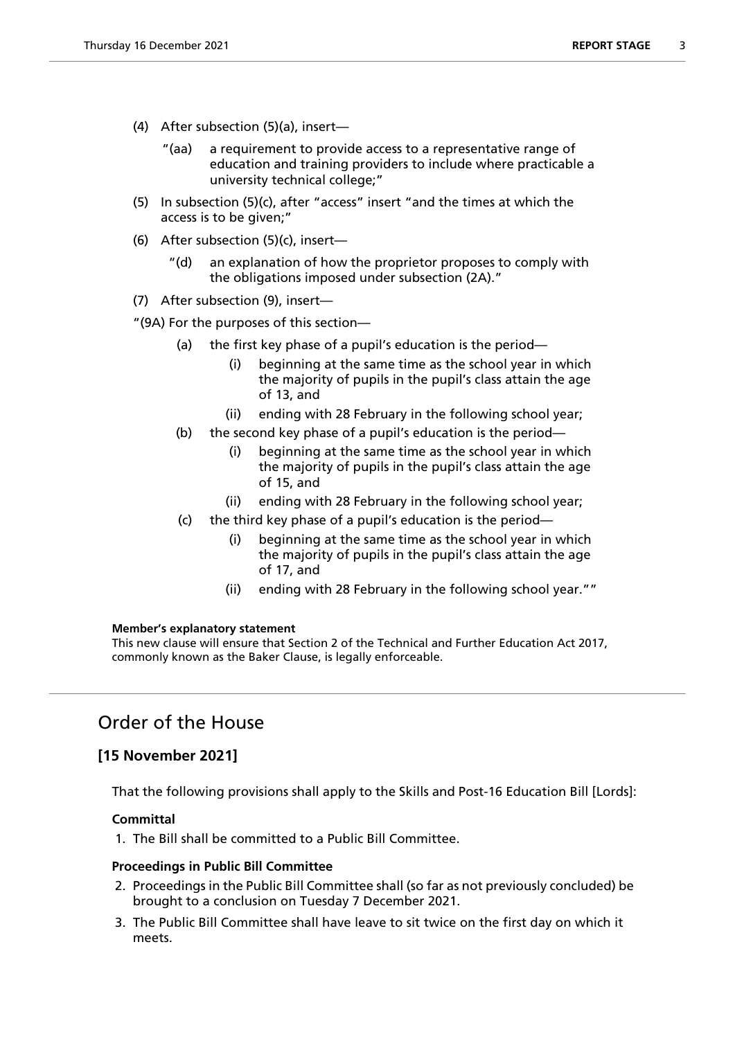(4) After subsection (5)(a), insert—

"(aa) a requirement to provide access to a representative range of education and training providers to include where practicable a university technical college;"

(5) In subsection (5)(c), after "access" insert "and the times at which the access is to be given;"

(6) After subsection (5)(c), insert—

"(d) an explanation of how the proprietor proposes to comply with the obligations imposed under subsection (2A)."

(7) After subsection (9), insert—

"(9A) For the purposes of this section—

(a) the first key phase of a pupil's education is the period—

(i) beginning at the same time as the school year in which the majority of pupils in the pupil's class attain the age of 13, and

(ii) ending with 28 February in the following school year;

(b) the second key phase of a pupil's education is the period—

(i) beginning at the same time as the school year in which the majority of pupils in the pupil's class attain the age of 15, and

(ii) ending with 28 February in the following school year;

(c) the third key phase of a pupil's education is the period—

(i) beginning at the same time as the school year in which the majority of pupils in the pupil's class attain the age of 17, and

(ii) ending with 28 February in the following school year.""

**Member's explanatory statement**

This new clause will ensure that Section 2 of the Technical and Further Education Act 2017, commonly known as the Baker Clause, is legally enforceable.

## Order of the House

### [15 November 2021]

That the following provisions shall apply to the Skills and Post-16 Education Bill [Lords]:

**Committal**

1. The Bill shall be committed to a Public Bill Committee.

**Proceedings in Public Bill Committee**

2. Proceedings in the Public Bill Committee shall (so far as not previously concluded) be brought to a conclusion on Tuesday 7 December 2021.

3. The Public Bill Committee shall have leave to sit twice on the first day on which it meets.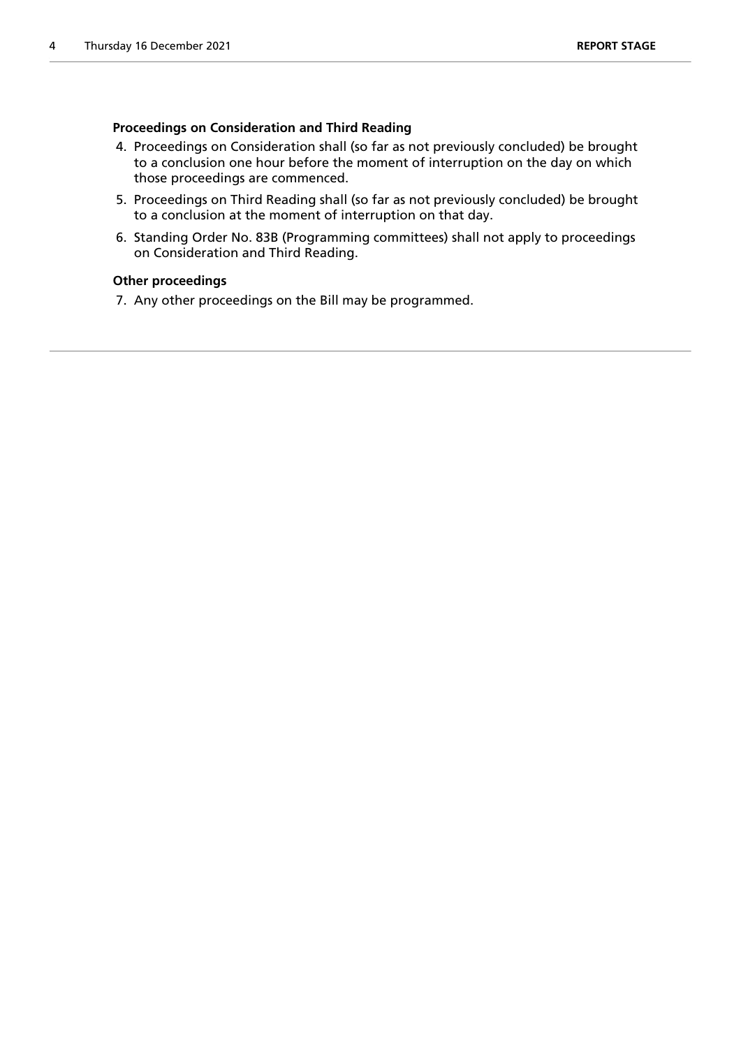**Proceedings on Consideration and Third Reading**

4. Proceedings on Consideration shall (so far as not previously concluded) be brought to a conclusion one hour before the moment of interruption on the day on which those proceedings are commenced.
5. Proceedings on Third Reading shall (so far as not previously concluded) be brought to a conclusion at the moment of interruption on that day.
6. Standing Order No. 83B (Programming committees) shall not apply to proceedings on Consideration and Third Reading.

**Other proceedings**

7. Any other proceedings on the Bill may be programmed.